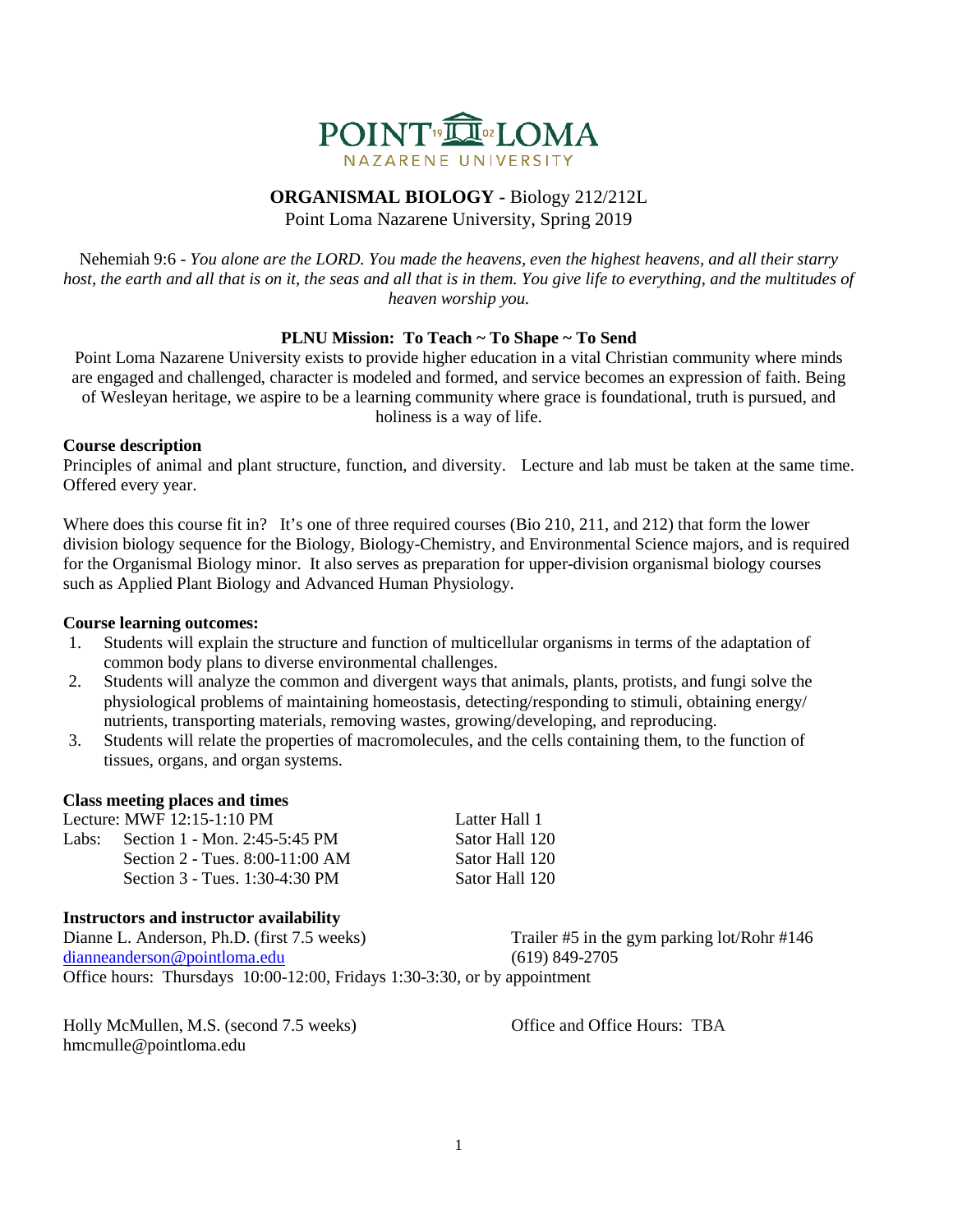# ORGANISMAL BIOLOGY - Biology 212/212L

Point Loma Nazarene University, Spring 2019

Nehemiah 9:6 - *You alone are the LORD. You made the heavens, even the highest heavens, and all their starry host, the earth and all that is on it, the seas and all that is in them. You give life to everything, and the multitudes of heaven worship you.*

**PLNU Mission: To Teach ~ To Shape ~ To Send**

Point Loma Nazarene University exists to provide higher education in a vital Christian community where minds are engaged and challenged, character is modeled and formed, and service becomes an expression of faith. Being of Wesleyan heritage, we aspire to be a learning community where grace is foundational, truth is pursued, and holiness is a way of life.

**Course description**

Principles of animal and plant structure, function, and diversity. Lecture and lab must be taken at the same time. Offered every year.

Where does this course fit in? It's one of three required courses (Bio 210, 211, and 212) that form the lower division biology sequence for the Biology, Biology-Chemistry, and Environmental Science majors, and is required for the Organismal Biology minor. It also serves as preparation for upper-division organismal biology courses such as Applied Plant Biology and Advanced Human Physiology.

**Course learning outcomes:**

1. Students will explain the structure and function of multicellular organisms in terms of the adaptation of common body plans to diverse environmental challenges.
2. Students will analyze the common and divergent ways that animals, plants, protists, and fungi solve the physiological problems of maintaining homeostasis, detecting/responding to stimuli, obtaining energy/ nutrients, transporting materials, removing wastes, growing/developing, and reproducing.
3. Students will relate the properties of macromolecules, and the cells containing them, to the function of tissues, organs, and organ systems.

**Class meeting places and times**

| | | |
|---|---|---|
| Lecture: | MWF 12:15-1:10 PM | Latter Hall 1 |
| Labs: | Section 1 - Mon. 2:45-5:45 PM | Sator Hall 120 |
| | Section 2 - Tues. 8:00-11:00 AM | Sator Hall 120 |
| | Section 3 - Tues. 1:30-4:30 PM | Sator Hall 120 |

**Instructors and instructor availability**

Dianne L. Anderson, Ph.D. (first 7.5 weeks) — Trailer #5 in the gym parking lot/Rohr #146
dianneanderson@pointloma.edu — (619) 849-2705
Office hours: Thursdays 10:00-12:00, Fridays 1:30-3:30, or by appointment

Holly McMullen, M.S. (second 7.5 weeks) — Office and Office Hours: TBA
hmcmulle@pointloma.edu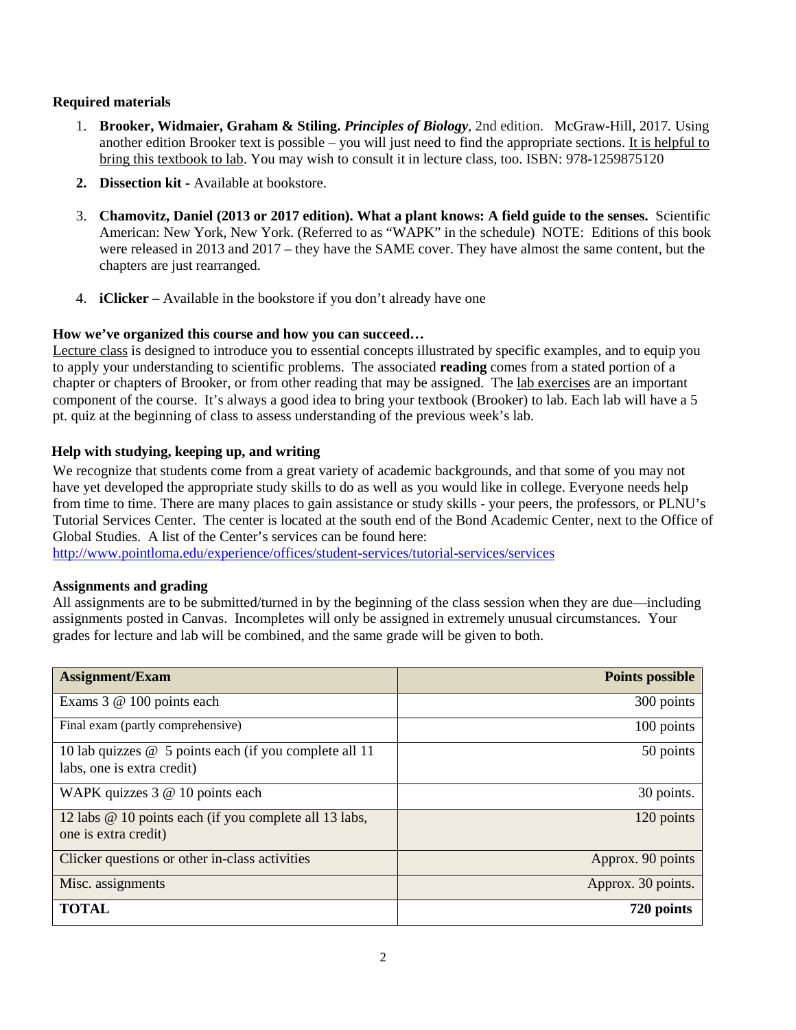### Required materials

1. **Brooker, Widmaier, Graham & Stiling.** ***Principles of Biology***, 2nd edition. McGraw-Hill, 2017. Using another edition Brooker text is possible – you will just need to find the appropriate sections. It is helpful to bring this textbook to lab. You may wish to consult it in lecture class, too. ISBN: 978-1259875120
2. **Dissection kit -** Available at bookstore.
3. **Chamovitz, Daniel (2013 or 2017 edition). What a plant knows: A field guide to the senses.** Scientific American: New York, New York. (Referred to as "WAPK" in the schedule) NOTE: Editions of this book were released in 2013 and 2017 – they have the SAME cover. They have almost the same content, but the chapters are just rearranged.
4. **iClicker –** Available in the bookstore if you don't already have one

### How we've organized this course and how you can succeed…

Lecture class is designed to introduce you to essential concepts illustrated by specific examples, and to equip you to apply your understanding to scientific problems. The associated **reading** comes from a stated portion of a chapter or chapters of Brooker, or from other reading that may be assigned. The lab exercises are an important component of the course. It's always a good idea to bring your textbook (Brooker) to lab. Each lab will have a 5 pt. quiz at the beginning of class to assess understanding of the previous week's lab.

### Help with studying, keeping up, and writing

We recognize that students come from a great variety of academic backgrounds, and that some of you may not have yet developed the appropriate study skills to do as well as you would like in college. Everyone needs help from time to time. There are many places to gain assistance or study skills - your peers, the professors, or PLNU's Tutorial Services Center. The center is located at the south end of the Bond Academic Center, next to the Office of Global Studies. A list of the Center's services can be found here: http://www.pointloma.edu/experience/offices/student-services/tutorial-services/services

### Assignments and grading

All assignments are to be submitted/turned in by the beginning of the class session when they are due—including assignments posted in Canvas. Incompletes will only be assigned in extremely unusual circumstances. Your grades for lecture and lab will be combined, and the same grade will be given to both.

| Assignment/Exam | Points possible |
|---|---:|
| Exams 3 @ 100 points each | 300 points |
| Final exam (partly comprehensive) | 100 points |
| 10 lab quizzes @ 5 points each (if you complete all 11 labs, one is extra credit) | 50 points |
| WAPK quizzes 3 @ 10 points each | 30 points. |
| 12 labs @ 10 points each (if you complete all 13 labs, one is extra credit) | 120 points |
| Clicker questions or other in-class activities | Approx. 90 points |
| Misc. assignments | Approx. 30 points. |
| **TOTAL** | **720 points** |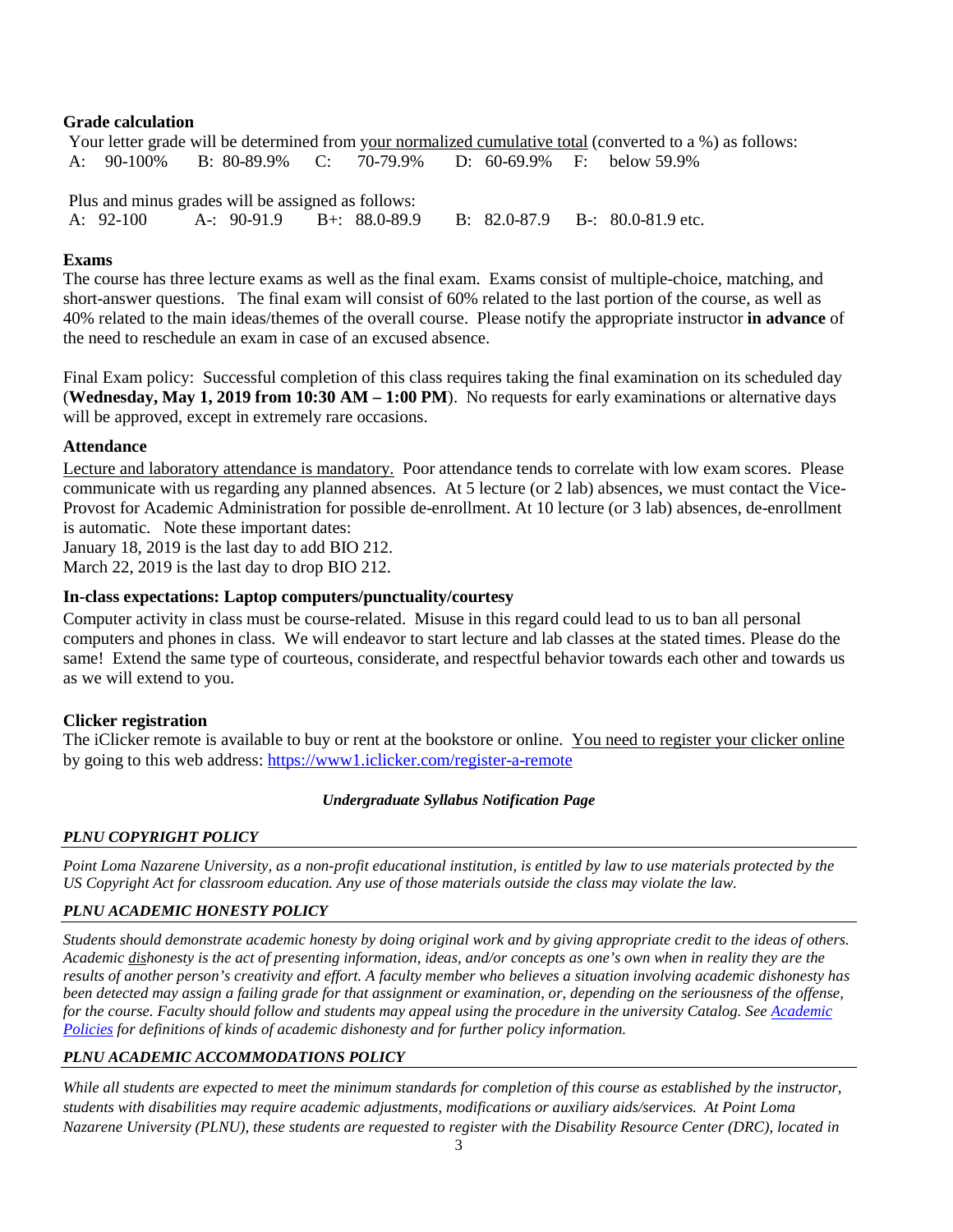### Grade calculation

Your letter grade will be determined from your normalized cumulative total (converted to a %) as follows:

| | | | | |
|---|---|---|---|---|
| A: 90-100% | B: 80-89.9% | C: 70-79.9% | D: 60-69.9% | F: below 59.9% |

Plus and minus grades will be assigned as follows:

| | | | | |
|---|---|---|---|---|
| A: 92-100 | A-: 90-91.9 | B+: 88.0-89.9 | B: 82.0-87.9 | B-: 80.0-81.9 etc. |

### Exams

The course has three lecture exams as well as the final exam. Exams consist of multiple-choice, matching, and short-answer questions. The final exam will consist of 60% related to the last portion of the course, as well as 40% related to the main ideas/themes of the overall course. Please notify the appropriate instructor **in advance** of the need to reschedule an exam in case of an excused absence.

Final Exam policy: Successful completion of this class requires taking the final examination on its scheduled day (**Wednesday, May 1, 2019 from 10:30 AM – 1:00 PM**). No requests for early examinations or alternative days will be approved, except in extremely rare occasions.

### Attendance

Lecture and laboratory attendance is mandatory. Poor attendance tends to correlate with low exam scores. Please communicate with us regarding any planned absences. At 5 lecture (or 2 lab) absences, we must contact the Vice-Provost for Academic Administration for possible de-enrollment. At 10 lecture (or 3 lab) absences, de-enrollment is automatic. Note these important dates:

January 18, 2019 is the last day to add BIO 212.

March 22, 2019 is the last day to drop BIO 212.

### In-class expectations: Laptop computers/punctuality/courtesy

Computer activity in class must be course-related. Misuse in this regard could lead to us to ban all personal computers and phones in class. We will endeavor to start lecture and lab classes at the stated times. Please do the same! Extend the same type of courteous, considerate, and respectful behavior towards each other and towards us as we will extend to you.

### Clicker registration

The iClicker remote is available to buy or rent at the bookstore or online. You need to register your clicker online by going to this web address: [https://www1.iclicker.com/register-a-remote](https://www1.iclicker.com/register-a-remote)

***Undergraduate Syllabus Notification Page***

#### *PLNU COPYRIGHT POLICY*

*Point Loma Nazarene University, as a non-profit educational institution, is entitled by law to use materials protected by the US Copyright Act for classroom education. Any use of those materials outside the class may violate the law.*

#### *PLNU ACADEMIC HONESTY POLICY*

*Students should demonstrate academic honesty by doing original work and by giving appropriate credit to the ideas of others. Academic dishonesty is the act of presenting information, ideas, and/or concepts as one's own when in reality they are the results of another person's creativity and effort. A faculty member who believes a situation involving academic dishonesty has been detected may assign a failing grade for that assignment or examination, or, depending on the seriousness of the offense, for the course. Faculty should follow and students may appeal using the procedure in the university Catalog. See [Academic Policies](#) for definitions of kinds of academic dishonesty and for further policy information.*

#### *PLNU ACADEMIC ACCOMMODATIONS POLICY*

*While all students are expected to meet the minimum standards for completion of this course as established by the instructor, students with disabilities may require academic adjustments, modifications or auxiliary aids/services. At Point Loma Nazarene University (PLNU), these students are requested to register with the Disability Resource Center (DRC), located in*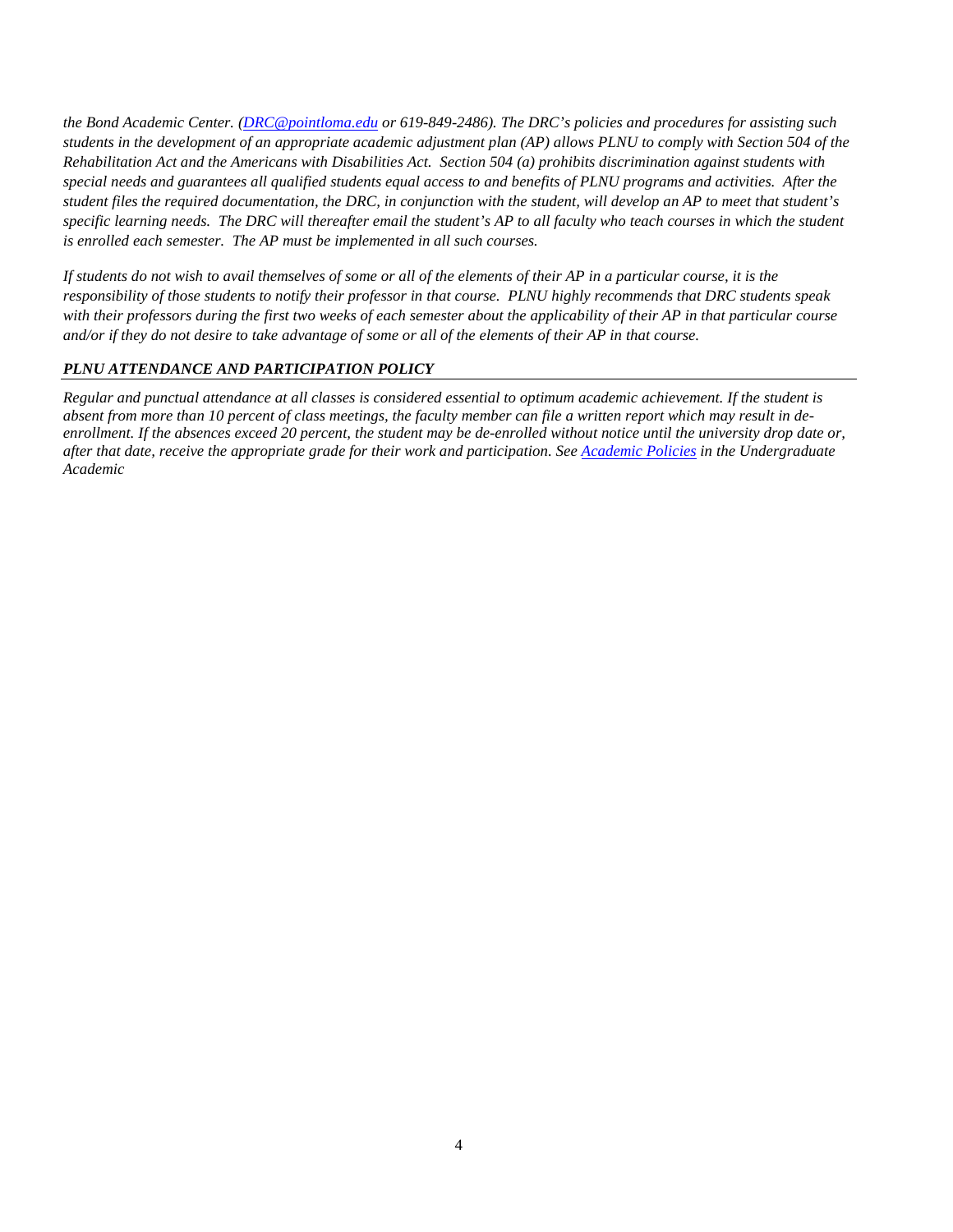*the Bond Academic Center. ([DRC@pointloma.edu](mailto:DRC@pointloma.edu) or 619-849-2486). The DRC's policies and procedures for assisting such students in the development of an appropriate academic adjustment plan (AP) allows PLNU to comply with Section 504 of the Rehabilitation Act and the Americans with Disabilities Act. Section 504 (a) prohibits discrimination against students with special needs and guarantees all qualified students equal access to and benefits of PLNU programs and activities. After the student files the required documentation, the DRC, in conjunction with the student, will develop an AP to meet that student's specific learning needs. The DRC will thereafter email the student's AP to all faculty who teach courses in which the student is enrolled each semester. The AP must be implemented in all such courses.*

*If students do not wish to avail themselves of some or all of the elements of their AP in a particular course, it is the responsibility of those students to notify their professor in that course. PLNU highly recommends that DRC students speak with their professors during the first two weeks of each semester about the applicability of their AP in that particular course and/or if they do not desire to take advantage of some or all of the elements of their AP in that course.*

### *PLNU ATTENDANCE AND PARTICIPATION POLICY*

*Regular and punctual attendance at all classes is considered essential to optimum academic achievement. If the student is absent from more than 10 percent of class meetings, the faculty member can file a written report which may result in de-enrollment. If the absences exceed 20 percent, the student may be de-enrolled without notice until the university drop date or, after that date, receive the appropriate grade for their work and participation. See Academic Policies in the Undergraduate Academic*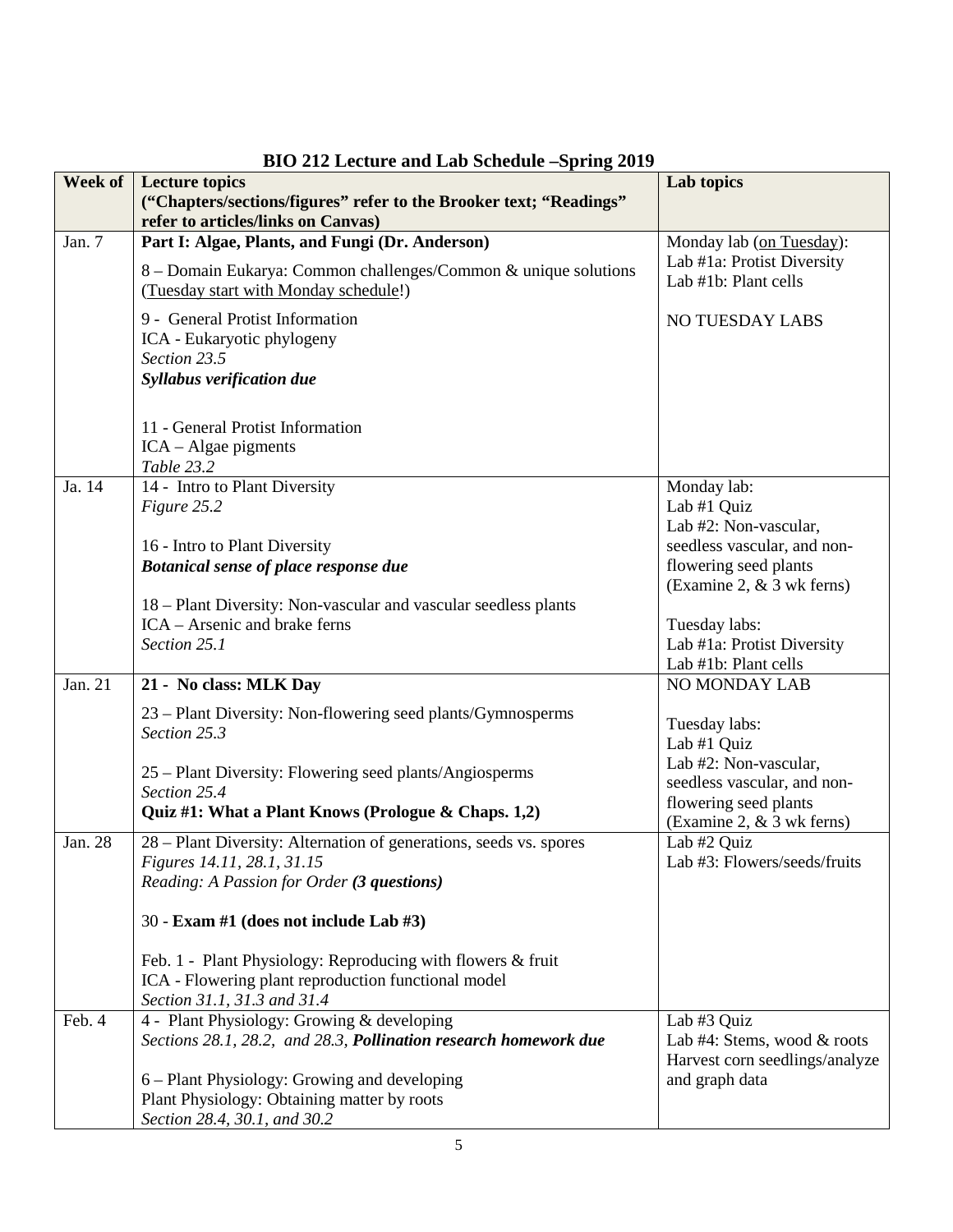# BIO 212 Lecture and Lab Schedule –Spring 2019

| Week of | Lecture topics<br>("Chapters/sections/figures" refer to the Brooker text; "Readings" refer to articles/links on Canvas) | Lab topics |
|---|---|---|
| Jan. 7 | **Part I: Algae, Plants, and Fungi (Dr. Anderson)**<br><br>8 – Domain Eukarya: Common challenges/Common & unique solutions (Tuesday start with Monday schedule!)<br><br>9 - General Protist Information<br>ICA - Eukaryotic phylogeny<br>*Section 23.5*<br>***Syllabus verification due***<br><br>11 - General Protist Information<br>ICA – Algae pigments<br>*Table 23.2* | Monday lab (on Tuesday):<br>Lab #1a: Protist Diversity<br>Lab #1b: Plant cells<br><br>NO TUESDAY LABS |
| Ja. 14 | 14 - Intro to Plant Diversity<br>*Figure 25.2*<br><br>16 - Intro to Plant Diversity<br>***Botanical sense of place response due***<br><br>18 – Plant Diversity: Non-vascular and vascular seedless plants<br>ICA – Arsenic and brake ferns<br>*Section 25.1* | Monday lab:<br>Lab #1 Quiz<br>Lab #2: Non-vascular, seedless vascular, and non-flowering seed plants (Examine 2, & 3 wk ferns)<br><br>Tuesday labs:<br>Lab #1a: Protist Diversity<br>Lab #1b: Plant cells |
| Jan. 21 | **21 - No class: MLK Day**<br><br>23 – Plant Diversity: Non-flowering seed plants/Gymnosperms<br>*Section 25.3*<br><br>25 – Plant Diversity: Flowering seed plants/Angiosperms<br>*Section 25.4*<br>**Quiz #1: What a Plant Knows (Prologue & Chaps. 1,2)** | NO MONDAY LAB<br><br>Tuesday labs:<br>Lab #1 Quiz<br>Lab #2: Non-vascular, seedless vascular, and non-flowering seed plants (Examine 2, & 3 wk ferns) |
| Jan. 28 | 28 – Plant Diversity: Alternation of generations, seeds vs. spores<br>*Figures 14.11, 28.1, 31.15*<br>*Reading: A Passion for Order* ***(3 questions)***<br><br>30 - **Exam #1 (does not include Lab #3)**<br><br>Feb. 1 - Plant Physiology: Reproducing with flowers & fruit<br>ICA - Flowering plant reproduction functional model<br>*Section 31.1, 31.3 and 31.4* | Lab #2 Quiz<br>Lab #3: Flowers/seeds/fruits |
| Feb. 4 | 4 - Plant Physiology: Growing & developing<br>*Sections 28.1, 28.2, and 28.3,* ***Pollination research homework due***<br><br>6 – Plant Physiology: Growing and developing<br>Plant Physiology: Obtaining matter by roots<br>*Section 28.4, 30.1, and 30.2* | Lab #3 Quiz<br>Lab #4: Stems, wood & roots<br>Harvest corn seedlings/analyze and graph data |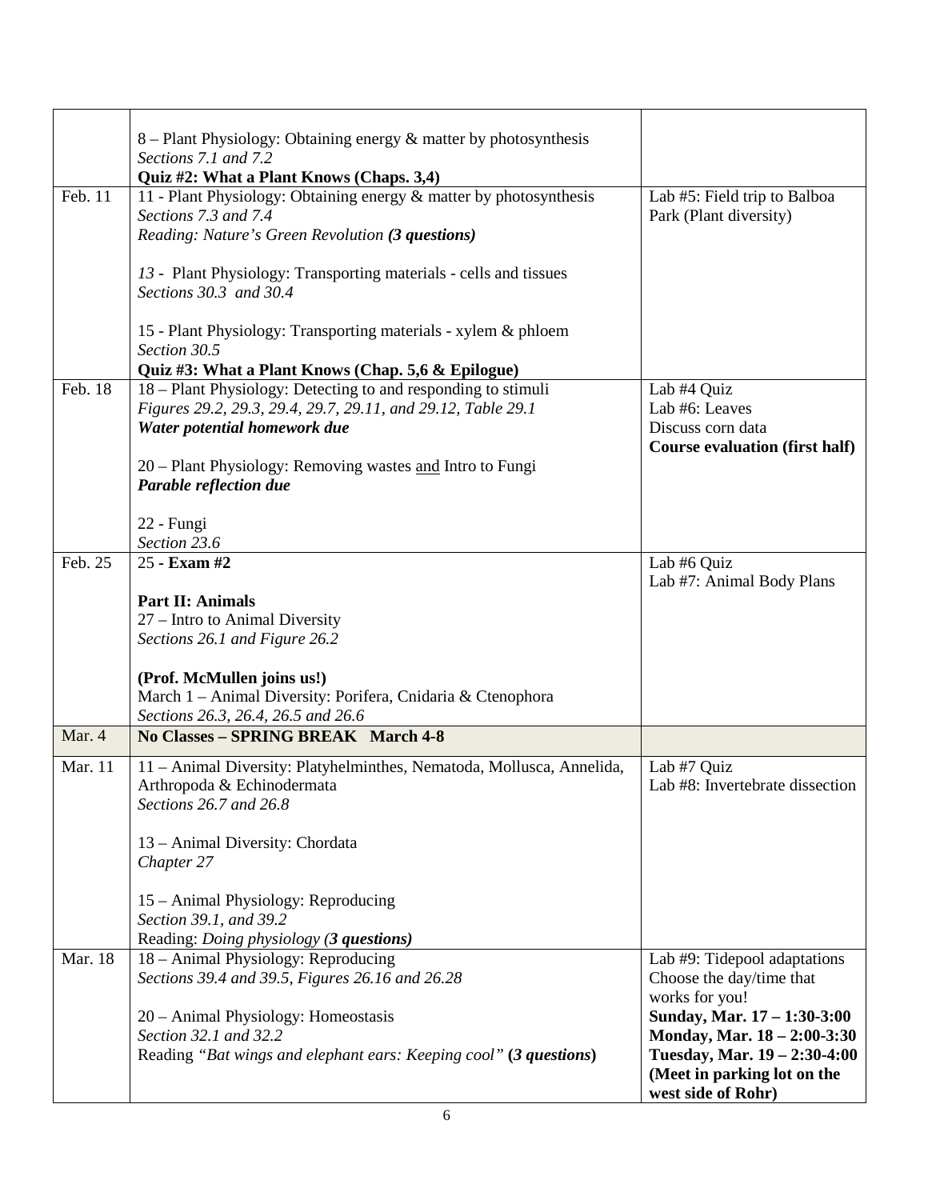| | | |
|---|---|---|
| | 8 – Plant Physiology: Obtaining energy & matter by photosynthesis<br>*Sections 7.1 and 7.2*<br>**Quiz #2: What a Plant Knows (Chaps. 3,4)** | |
| Feb. 11 | 11 - Plant Physiology: Obtaining energy & matter by photosynthesis<br>*Sections 7.3 and 7.4*<br>*Reading: Nature's Green Revolution **(3 questions)***<br><br>*13* - Plant Physiology: Transporting materials - cells and tissues<br>*Sections 30.3 and 30.4*<br><br>15 - Plant Physiology: Transporting materials - xylem & phloem<br>*Section 30.5*<br>**Quiz #3: What a Plant Knows (Chap. 5,6 & Epilogue)** | Lab #5: Field trip to Balboa Park (Plant diversity) |
| Feb. 18 | 18 – Plant Physiology: Detecting to and responding to stimuli<br>*Figures 29.2, 29.3, 29.4, 29.7, 29.11, and 29.12, Table 29.1*<br>***Water potential homework due***<br><br>20 – Plant Physiology: Removing wastes and Intro to Fungi<br>***Parable reflection due***<br><br>22 - Fungi<br>*Section 23.6* | Lab #4 Quiz<br>Lab #6: Leaves<br>Discuss corn data<br>**Course evaluation (first half)** |
| Feb. 25 | 25 - **Exam #2**<br><br>**Part II: Animals**<br>27 – Intro to Animal Diversity<br>*Sections 26.1 and Figure 26.2*<br><br>**(Prof. McMullen joins us!)**<br>March 1 – Animal Diversity: Porifera, Cnidaria & Ctenophora<br>*Sections 26.3, 26.4, 26.5 and 26.6* | Lab #6 Quiz<br>Lab #7: Animal Body Plans |
| Mar. 4 | **No Classes – SPRING BREAK March 4-8** | |
| Mar. 11 | 11 – Animal Diversity: Platyhelminthes, Nematoda, Mollusca, Annelida, Arthropoda & Echinodermata<br>*Sections 26.7 and 26.8*<br><br>13 – Animal Diversity: Chordata<br>*Chapter 27*<br><br>15 – Animal Physiology: Reproducing<br>*Section 39.1, and 39.2*<br>Reading: *Doing physiology **(3 questions)*** | Lab #7 Quiz<br>Lab #8: Invertebrate dissection |
| Mar. 18 | 18 – Animal Physiology: Reproducing<br>*Sections 39.4 and 39.5, Figures 26.16 and 26.28*<br><br>20 – Animal Physiology: Homeostasis<br>*Section 32.1 and 32.2*<br>Reading *"Bat wings and elephant ears: Keeping cool"* **(*3 questions*)** | Lab #9: Tidepool adaptations<br>Choose the day/time that works for you!<br>**Sunday, Mar. 17 – 1:30-3:00**<br>**Monday, Mar. 18 – 2:00-3:30**<br>**Tuesday, Mar. 19 – 2:30-4:00**<br>**(Meet in parking lot on the west side of Rohr)** |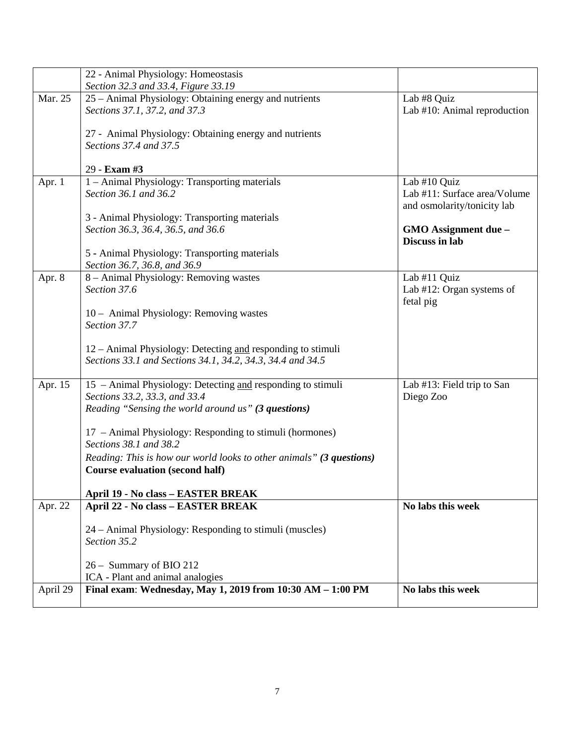| | | |
|---|---|---|
| | 22 - Animal Physiology: Homeostasis<br>*Section 32.3 and 33.4, Figure 33.19* | |
| Mar. 25 | 25 – Animal Physiology: Obtaining energy and nutrients<br>*Sections 37.1, 37.2, and 37.3*<br><br>27 - Animal Physiology: Obtaining energy and nutrients<br>*Sections 37.4 and 37.5*<br><br>29 - **Exam #3** | Lab #8 Quiz<br>Lab #10: Animal reproduction |
| Apr. 1 | 1 – Animal Physiology: Transporting materials<br>*Section 36.1 and 36.2*<br><br>3 - Animal Physiology: Transporting materials<br>*Section 36.3, 36.4, 36.5, and 36.6*<br><br>5 - Animal Physiology: Transporting materials<br>*Section 36.7, 36.8, and 36.9* | Lab #10 Quiz<br>Lab #11: Surface area/Volume and osmolarity/tonicity lab<br><br>**GMO Assignment due – Discuss in lab** |
| Apr. 8 | 8 – Animal Physiology: Removing wastes<br>*Section 37.6*<br><br>10 – Animal Physiology: Removing wastes<br>*Section 37.7*<br><br>12 – Animal Physiology: Detecting <u>and</u> responding to stimuli<br>*Sections 33.1 and Sections 34.1, 34.2, 34.3, 34.4 and 34.5* | Lab #11 Quiz<br>Lab #12: Organ systems of fetal pig |
| Apr. 15 | 15 – Animal Physiology: Detecting <u>and</u> responding to stimuli<br>*Sections 33.2, 33.3, and 33.4*<br>*Reading "Sensing the world around us" **(3 questions)***<br><br>17 – Animal Physiology: Responding to stimuli (hormones)<br>*Sections 38.1 and 38.2*<br>*Reading: This is how our world looks to other animals" **(3 questions)***<br>**Course evaluation (second half)**<br><br>**April 19 - No class – EASTER BREAK** | Lab #13: Field trip to San Diego Zoo |
| Apr. 22 | **April 22 - No class – EASTER BREAK**<br><br>24 – Animal Physiology: Responding to stimuli (muscles)<br>*Section 35.2*<br><br>26 – Summary of BIO 212<br>ICA - Plant and animal analogies | **No labs this week** |
| April 29 | **Final exam**: **Wednesday, May 1, 2019 from 10:30 AM – 1:00 PM** | **No labs this week** |